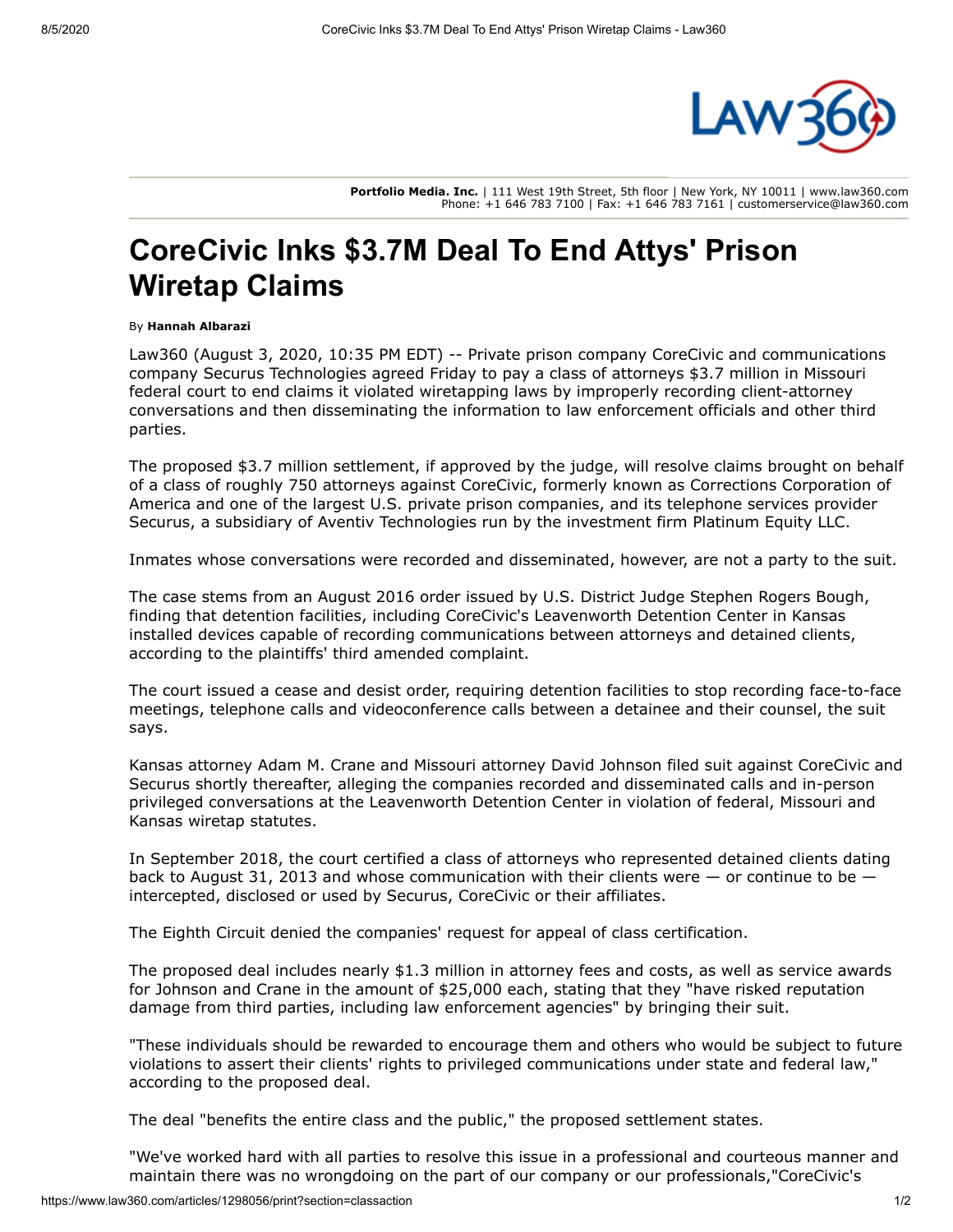**Portfolio Media. Inc.** | 111 West 19th Street, 5th floor | New York, NY 10011 | www.law360.com
Phone: +1 646 783 7100 | Fax: +1 646 783 7161 | customerservice@law360.com

# CoreCivic Inks $3.7M Deal To End Attys' Prison Wiretap Claims

By **Hannah Albarazi**

Law360 (August 3, 2020, 10:35 PM EDT) -- Private prison company CoreCivic and communications company Securus Technologies agreed Friday to pay a class of attorneys $3.7 million in Missouri federal court to end claims it violated wiretapping laws by improperly recording client-attorney conversations and then disseminating the information to law enforcement officials and other third parties.

The proposed $3.7 million settlement, if approved by the judge, will resolve claims brought on behalf of a class of roughly 750 attorneys against CoreCivic, formerly known as Corrections Corporation of America and one of the largest U.S. private prison companies, and its telephone services provider Securus, a subsidiary of Aventiv Technologies run by the investment firm Platinum Equity LLC.

Inmates whose conversations were recorded and disseminated, however, are not a party to the suit.

The case stems from an August 2016 order issued by U.S. District Judge Stephen Rogers Bough, finding that detention facilities, including CoreCivic's Leavenworth Detention Center in Kansas installed devices capable of recording communications between attorneys and detained clients, according to the plaintiffs' third amended complaint.

The court issued a cease and desist order, requiring detention facilities to stop recording face-to-face meetings, telephone calls and videoconference calls between a detainee and their counsel, the suit says.

Kansas attorney Adam M. Crane and Missouri attorney David Johnson filed suit against CoreCivic and Securus shortly thereafter, alleging the companies recorded and disseminated calls and in-person privileged conversations at the Leavenworth Detention Center in violation of federal, Missouri and Kansas wiretap statutes.

In September 2018, the court certified a class of attorneys who represented detained clients dating back to August 31, 2013 and whose communication with their clients were — or continue to be — intercepted, disclosed or used by Securus, CoreCivic or their affiliates.

The Eighth Circuit denied the companies' request for appeal of class certification.

The proposed deal includes nearly $1.3 million in attorney fees and costs, as well as service awards for Johnson and Crane in the amount of $25,000 each, stating that they "have risked reputation damage from third parties, including law enforcement agencies" by bringing their suit.

"These individuals should be rewarded to encourage them and others who would be subject to future violations to assert their clients' rights to privileged communications under state and federal law," according to the proposed deal.

The deal "benefits the entire class and the public," the proposed settlement states.

"We've worked hard with all parties to resolve this issue in a professional and courteous manner and maintain there was no wrongdoing on the part of our company or our professionals,"CoreCivic's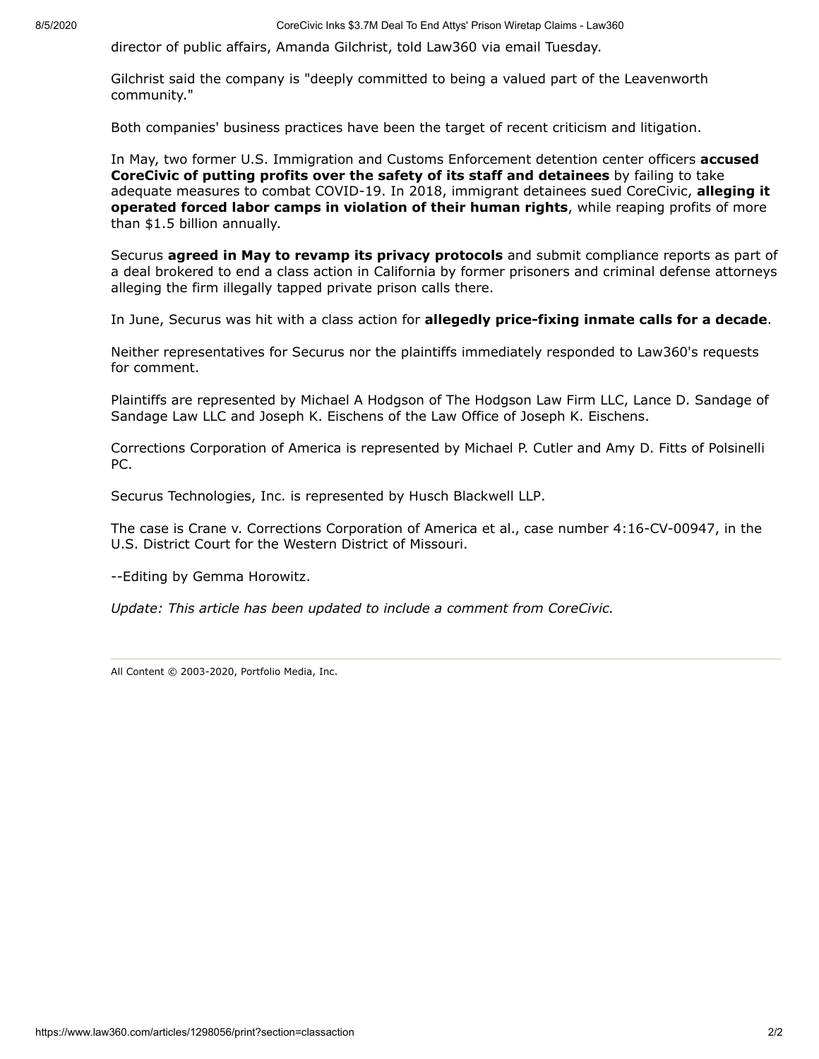director of public affairs, Amanda Gilchrist, told Law360 via email Tuesday.

Gilchrist said the company is "deeply committed to being a valued part of the Leavenworth community."

Both companies' business practices have been the target of recent criticism and litigation.

In May, two former U.S. Immigration and Customs Enforcement detention center officers **accused CoreCivic of putting profits over the safety of its staff and detainees** by failing to take adequate measures to combat COVID-19. In 2018, immigrant detainees sued CoreCivic, **alleging it operated forced labor camps in violation of their human rights**, while reaping profits of more than $1.5 billion annually.

Securus **agreed in May to revamp its privacy protocols** and submit compliance reports as part of a deal brokered to end a class action in California by former prisoners and criminal defense attorneys alleging the firm illegally tapped private prison calls there.

In June, Securus was hit with a class action for **allegedly price-fixing inmate calls for a decade**.

Neither representatives for Securus nor the plaintiffs immediately responded to Law360's requests for comment.

Plaintiffs are represented by Michael A Hodgson of The Hodgson Law Firm LLC, Lance D. Sandage of Sandage Law LLC and Joseph K. Eischens of the Law Office of Joseph K. Eischens.

Corrections Corporation of America is represented by Michael P. Cutler and Amy D. Fitts of Polsinelli PC.

Securus Technologies, Inc. is represented by Husch Blackwell LLP.

The case is Crane v. Corrections Corporation of America et al., case number 4:16-CV-00947, in the U.S. District Court for the Western District of Missouri.

--Editing by Gemma Horowitz.

*Update: This article has been updated to include a comment from CoreCivic.*

All Content © 2003-2020, Portfolio Media, Inc.